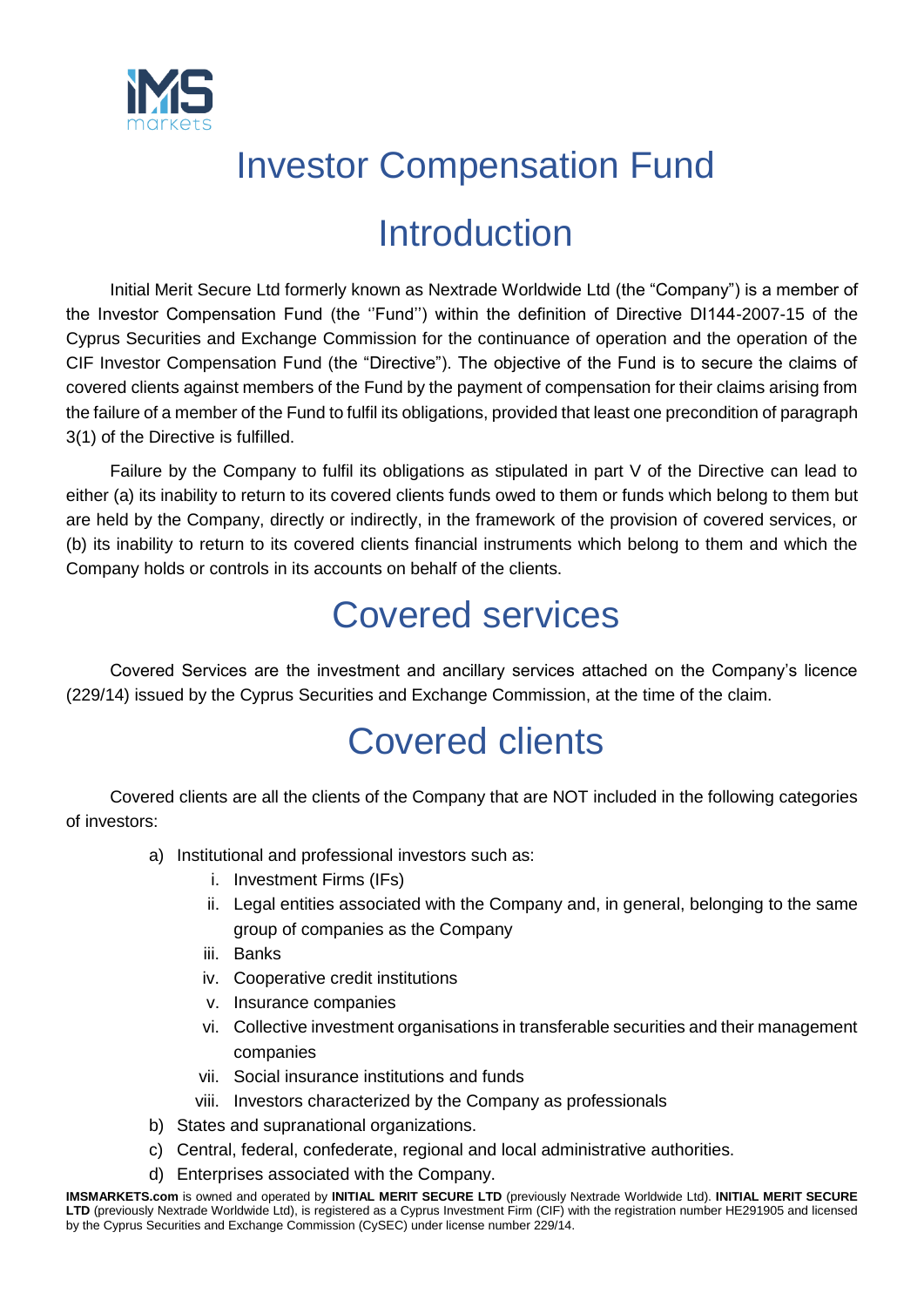# Investor Compensation Fund

## Introduction

Initial Merit Secure Ltd formerly known as Nextrade Worldwide Ltd (the "Company") is a member of the Investor Compensation Fund (the ''Fund'') within the definition of Directive DI144-2007-15 of the Cyprus Securities and Exchange Commission for the continuance of operation and the operation of the CIF Investor Compensation Fund (the "Directive"). The objective of the Fund is to secure the claims of covered clients against members of the Fund by the payment of compensation for their claims arising from the failure of a member of the Fund to fulfil its obligations, provided that least one precondition of paragraph 3(1) of the Directive is fulfilled.

Failure by the Company to fulfil its obligations as stipulated in part V of the Directive can lead to either (a) its inability to return to its covered clients funds owed to them or funds which belong to them but are held by the Company, directly or indirectly, in the framework of the provision of covered services, or (b) its inability to return to its covered clients financial instruments which belong to them and which the Company holds or controls in its accounts on behalf of the clients.

## Covered services

Covered Services are the investment and ancillary services attached on the Company's licence (229/14) issued by the Cyprus Securities and Exchange Commission, at the time of the claim.

## Covered clients

Covered clients are all the clients of the Company that are NOT included in the following categories of investors:

a) Institutional and professional investors such as:
   i. Investment Firms (IFs)
   ii. Legal entities associated with the Company and, in general, belonging to the same group of companies as the Company
   iii. Banks
   iv. Cooperative credit institutions
   v. Insurance companies
   vi. Collective investment organisations in transferable securities and their management companies
   vii. Social insurance institutions and funds
   viii. Investors characterized by the Company as professionals

b) States and supranational organizations.

c) Central, federal, confederate, regional and local administrative authorities.

d) Enterprises associated with the Company.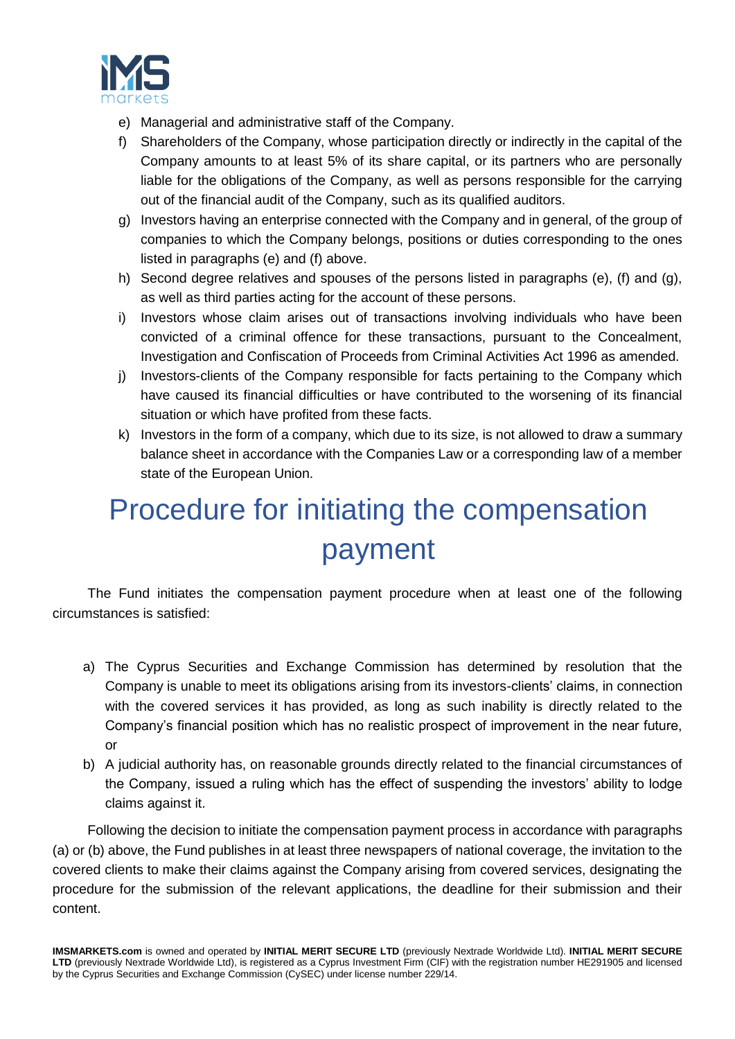e) Managerial and administrative staff of the Company.
f) Shareholders of the Company, whose participation directly or indirectly in the capital of the Company amounts to at least 5% of its share capital, or its partners who are personally liable for the obligations of the Company, as well as persons responsible for the carrying out of the financial audit of the Company, such as its qualified auditors.
g) Investors having an enterprise connected with the Company and in general, of the group of companies to which the Company belongs, positions or duties corresponding to the ones listed in paragraphs (e) and (f) above.
h) Second degree relatives and spouses of the persons listed in paragraphs (e), (f) and (g), as well as third parties acting for the account of these persons.
i) Investors whose claim arises out of transactions involving individuals who have been convicted of a criminal offence for these transactions, pursuant to the Concealment, Investigation and Confiscation of Proceeds from Criminal Activities Act 1996 as amended.
j) Investors-clients of the Company responsible for facts pertaining to the Company which have caused its financial difficulties or have contributed to the worsening of its financial situation or which have profited from these facts.
k) Investors in the form of a company, which due to its size, is not allowed to draw a summary balance sheet in accordance with the Companies Law or a corresponding law of a member state of the European Union.

# Procedure for initiating the compensation payment

The Fund initiates the compensation payment procedure when at least one of the following circumstances is satisfied:

a) The Cyprus Securities and Exchange Commission has determined by resolution that the Company is unable to meet its obligations arising from its investors-clients' claims, in connection with the covered services it has provided, as long as such inability is directly related to the Company's financial position which has no realistic prospect of improvement in the near future, or
b) A judicial authority has, on reasonable grounds directly related to the financial circumstances of the Company, issued a ruling which has the effect of suspending the investors' ability to lodge claims against it.

Following the decision to initiate the compensation payment process in accordance with paragraphs (a) or (b) above, the Fund publishes in at least three newspapers of national coverage, the invitation to the covered clients to make their claims against the Company arising from covered services, designating the procedure for the submission of the relevant applications, the deadline for their submission and their content.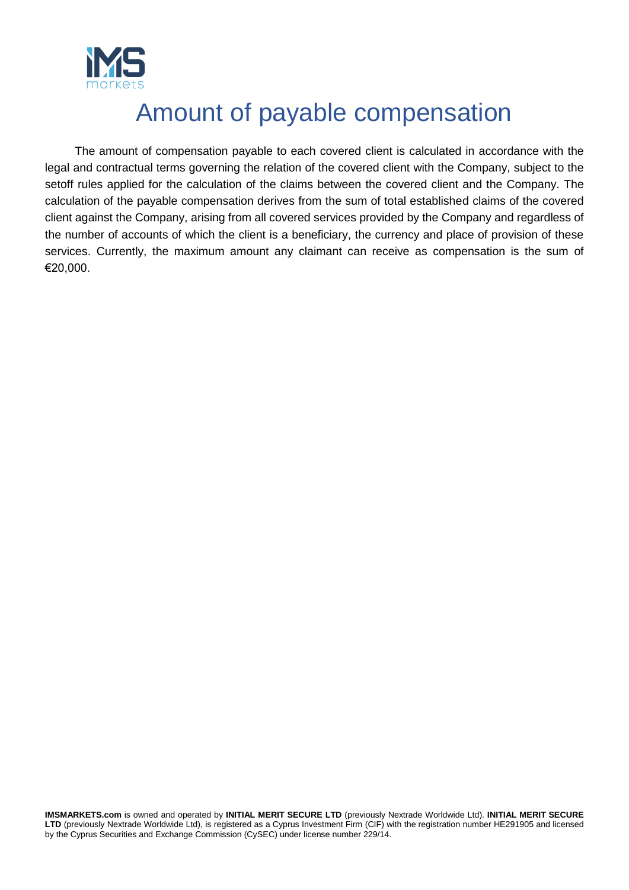# Amount of payable compensation

The amount of compensation payable to each covered client is calculated in accordance with the legal and contractual terms governing the relation of the covered client with the Company, subject to the setoff rules applied for the calculation of the claims between the covered client and the Company. The calculation of the payable compensation derives from the sum of total established claims of the covered client against the Company, arising from all covered services provided by the Company and regardless of the number of accounts of which the client is a beneficiary, the currency and place of provision of these services. Currently, the maximum amount any claimant can receive as compensation is the sum of €20,000.

**IMSMARKETS.com** is owned and operated by **INITIAL MERIT SECURE LTD** (previously Nextrade Worldwide Ltd). **INITIAL MERIT SECURE LTD** (previously Nextrade Worldwide Ltd), is registered as a Cyprus Investment Firm (CIF) with the registration number HE291905 and licensed by the Cyprus Securities and Exchange Commission (CySEC) under license number 229/14.